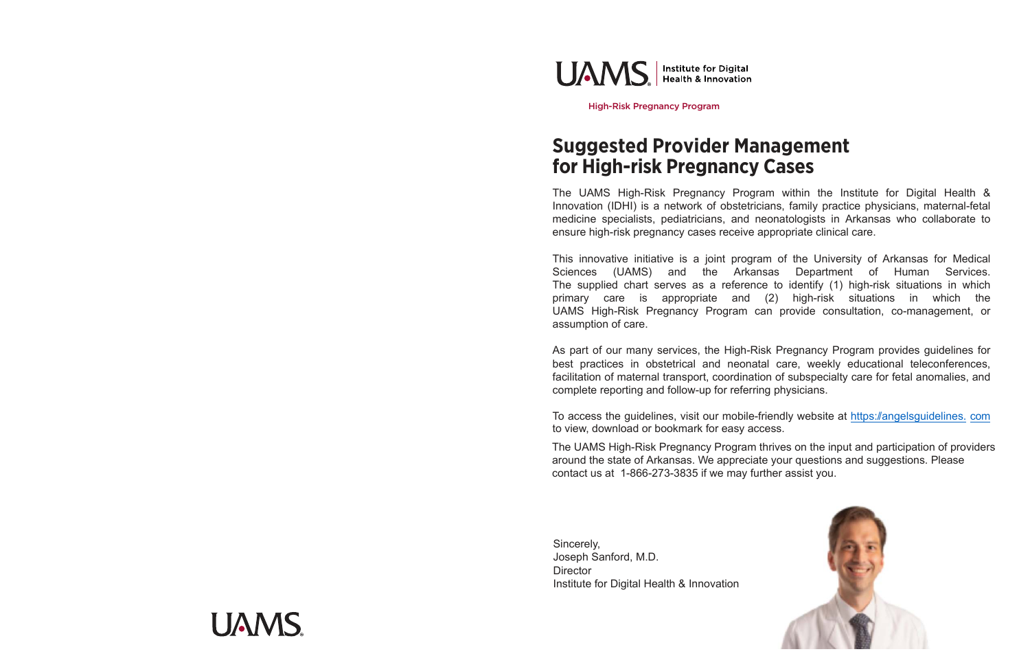UAMS | Institute for Digital Health & Innovation

High-Risk Pregnancy Program

# Suggested Provider Management for High-risk Pregnancy Cases

The UAMS High-Risk Pregnancy Program within the Institute for Digital Health & Innovation (IDHI) is a network of obstetricians, family practice physicians, maternal-fetal medicine specialists, pediatricians, and neonatologists in Arkansas who collaborate to ensure high-risk pregnancy cases receive appropriate clinical care.

This innovative initiative is a joint program of the University of Arkansas for Medical Sciences (UAMS) and the Arkansas Department of Human Services. The supplied chart serves as a reference to identify (1) high-risk situations in which primary care is appropriate and (2) high-risk situations in which the UAMS High-Risk Pregnancy Program can provide consultation, co-management, or assumption of care.

As part of our many services, the High-Risk Pregnancy Program provides guidelines for best practices in obstetrical and neonatal care, weekly educational teleconferences, facilitation of maternal transport, coordination of subspecialty care for fetal anomalies, and complete reporting and follow-up for referring physicians.

To access the guidelines, visit our mobile-friendly website at https://angelsguidelines.com to view, download or bookmark for easy access.

The UAMS High-Risk Pregnancy Program thrives on the input and participation of providers around the state of Arkansas. We appreciate your questions and suggestions. Please contact us at 1-866-273-3835 if we may further assist you.

Sincerely,
Joseph Sanford, M.D.
Director
Institute for Digital Health & Innovation

UAMS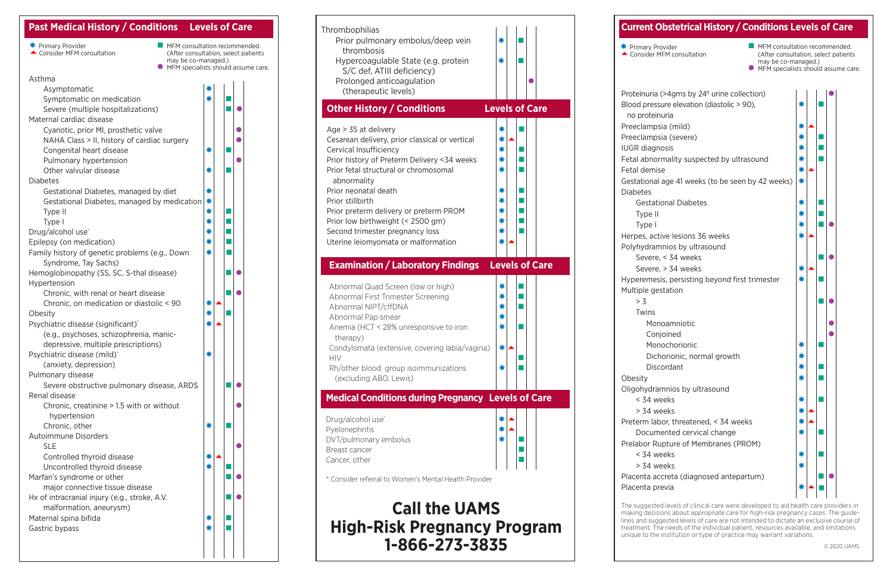## Past Medical History / Conditions — Levels of Care

✱ Primary Provider
▲ Consider MFM consultation
■ MFM consultation recommended. (After consultation, select patients may be co-managed.)
● MFM specialists should assume care.

| Condition | ✱ | ▲ | ■ | ● |
|---|---|---|---|---|
| **Asthma** | | | | |
| Asymptomatic | ✱ | | | |
| Symptomatic on medication | ✱ | | ■ | |
| Severe (multiple hospitalizations) | | | ■ | ● |
| **Maternal cardiac disease** | | | | |
| Cyanotic, prior MI, prosthetic valve | | | | ● |
| NAHA Class > II, history of cardiac surgery | | | | ● |
| Congenital heart disease | ✱ | | ■ | |
| Pulmonary hypertension | | | | ● |
| Other valvular disease | ✱ | | ■ | |
| **Diabetes** | | | | |
| Gestational Diabetes, managed by diet | ✱ | | | |
| Gestational Diabetes, managed by medication | ✱ | | | |
| Type II | ✱ | | ■ | |
| Type I | ✱ | | ■ | |
| Drug/alcohol use* | ✱ | | ■ | |
| Epilepsy (on medication) | ✱ | | ■ | |
| Family history of genetic problems (e.g., Down Syndrome, Tay Sachs) | ✱ | | ■ | |
| Hemoglobinopathy (SS, SC, S-thal disease) | | | ■ | ● |
| **Hypertension** | | | | |
| Chronic, with renal or heart disease | | | ■ | ● |
| Chronic, on medication or diastolic < 90 | ✱ | ▲ | | |
| Obesity | ✱ | | ■ | |
| Psychiatric disease (significant)* (e.g., psychoses, schizophrenia, manic-depressive, multiple prescriptions) | ✱ | ▲ | | |
| Psychiatric disease (mild)* (anxiety, depression) | ✱ | | | |
| **Pulmonary disease** | | | | |
| Severe obstructive pulmonary disease, ARDS | | | ■ | ● |
| **Renal disease** | | | | |
| Chronic, creatinine > 1.5 with or without hypertension | | | | ● |
| Chronic, other | ✱ | | ■ | |
| **Autoimmune Disorders** | | | | |
| SLE | | | | ● |
| Controlled thyroid disease | ✱ | ▲ | | |
| Uncontrolled thyroid disease | ✱ | | ■ | |
| Marfan's syndrome or other major connective tissue disease | | | ■ | ● |
| Hx of intracranial injury (e.g., stroke, A.V. malformation, aneurysm) | | | ■ | ● |
| Maternal spina bifida | ✱ | | ■ | |
| Gastric bypass | ✱ | | ■ | |
| **Thrombophilias** | | | | |
| Prior pulmonary embolus/deep vein thrombosis | ✱ | | ■ | |
| Hypercoagulable State (e.g. protein S/C def, ATIII deficiency) | ✱ | | ■ | |
| Prolonged anticoagulation (therapeutic levels) | | | | ● |

## Other History / Conditions — Levels of Care

| Condition | ✱ | ▲ | ■ | ● |
|---|---|---|---|---|
| Age > 35 at delivery | ✱ | | ■ | |
| Cesarean delivery, prior classical or vertical | ✱ | ▲ | | |
| Cervical Insufficiency | ✱ | | ■ | |
| Prior history of Preterm Delivery <34 weeks | ✱ | | ■ | |
| Prior fetal structural or chromosomal abnormality | ✱ | | ■ | |
| Prior neonatal death | ✱ | | ■ | |
| Prior stillbirth | ✱ | | ■ | |
| Prior preterm delivery or preterm PROM | ✱ | | ■ | |
| Prior low birthweight (< 2500 gm) | ✱ | | ■ | |
| Second trimester pregnancy loss | ✱ | | ■ | |
| Uterine leiomyomata or malformation | ✱ | ▲ | | |

## Examination / Laboratory Findings — Levels of Care

| Finding | ✱ | ▲ | ■ | ● |
|---|---|---|---|---|
| Abnormal Quad Screen (low or high) | ✱ | | ■ | |
| Abnormal First Trimester Screening | ✱ | | ■ | |
| Abnormal NIPT/cffDNA | ✱ | | ■ | |
| Abnormal Pap smear | ✱ | | | |
| Anemia (HCT < 28% unresponsive to iron therapy) | ✱ | | ■ | |
| Condylomata (extensive, covering labia/vagina) | ✱ | ▲ | | |
| HIV | | | ■ | |
| Rh/other blood group isoimmunizations (excluding ABO, Lewis) | ✱ | | ■ | |

## Medical Conditions during Pregnancy — Levels of Care

| Condition | ✱ | ▲ | ■ | ● |
|---|---|---|---|---|
| Drug/alcohol use* | ✱ | ▲ | | |
| Pyelonephritis | ✱ | ▲ | | |
| DVT/pulmonary embolus | ✱ | | ■ | |
| Breast cancer | | | ■ | |
| Cancer, other | | | ■ | |

\* Consider referral to Women's Mental Health Provider

# Call the UAMS High-Risk Pregnancy Program 1-866-273-3835

## Current Obstetrical History / Conditions Levels of Care

✱ Primary Provider
▲ Consider MFM consultation
■ MFM consultation recommended. (After consultation, select patients may be co-managed.)
● MFM specialists should assume care.

| Condition | ✱ | ▲ | ■ | ● |
|---|---|---|---|---|
| Proteinuria (>4gms by 24° urine collection) | | | | ● |
| Blood pressure elevation (diastolic > 90), no proteinuria | ✱ | | ■ | |
| Preeclampsia (mild) | ✱ | ▲ | | |
| Preeclampsia (severe) | ✱ | | ■ | |
| IUGR diagnosis | ✱ | | ■ | |
| Fetal abnormality suspected by ultrasound | ✱ | | ■ | |
| Fetal demise | ✱ | ▲ | | |
| Gestational age 41 weeks (to be seen by 42 weeks) | ✱ | | | |
| **Diabetes** | | | | |
| Gestational Diabetes | ✱ | | ■ | |
| Type II | ✱ | | ■ | |
| Type I | ✱ | | ■ | ● |
| Herpes, active lesions 36 weeks | ✱ | ▲ | | |
| **Polyhydramnios by ultrasound** | | | | |
| Severe, < 34 weeks | | | ■ | ● |
| Severe, > 34 weeks | ✱ | ▲ | | |
| Hyperemesis, persisting beyond first trimester | ✱ | | ■ | |
| **Multiple gestation** | | | | |
| > 3 | | | ■ | ● |
| Twins | | | | |
| Monoamniotic | | | | ● |
| Conjoined | | | | ● |
| Monochorionic | ✱ | | ■ | |
| Dichorionic, normal growth | ✱ | | | |
| Discordant | ✱ | | ■ | |
| Obesity | ✱ | | ■ | |
| **Oligohydramnios by ultrasound** | | | | |
| < 34 weeks | ✱ | | ■ | |
| > 34 weeks | ✱ | ▲ | | |
| Preterm labor, threatened, < 34 weeks | ✱ | ▲ | | |
| Documented cervical change | ✱ | | ■ | |
| **Prelabor Rupture of Membranes (PROM)** | | | | |
| < 34 weeks | ✱ | | ■ | |
| > 34 weeks | ✱ | | | |
| Placenta accreta (diagnosed antepartum) | | | ■ | ● |
| Placenta previa | ✱ | ▲ | ■ | |

The suggested levels of clinical care were developed to aid health care providers in making decisions about appropriate care for high-risk pregnancy cases. The guidelines and suggested levels of care are not intended to dictate an exclusive course of treatment. The needs of the individual patient, resources available, and limitations unique to the institution or type of practice may warrant variations.

© 2020 UAMS